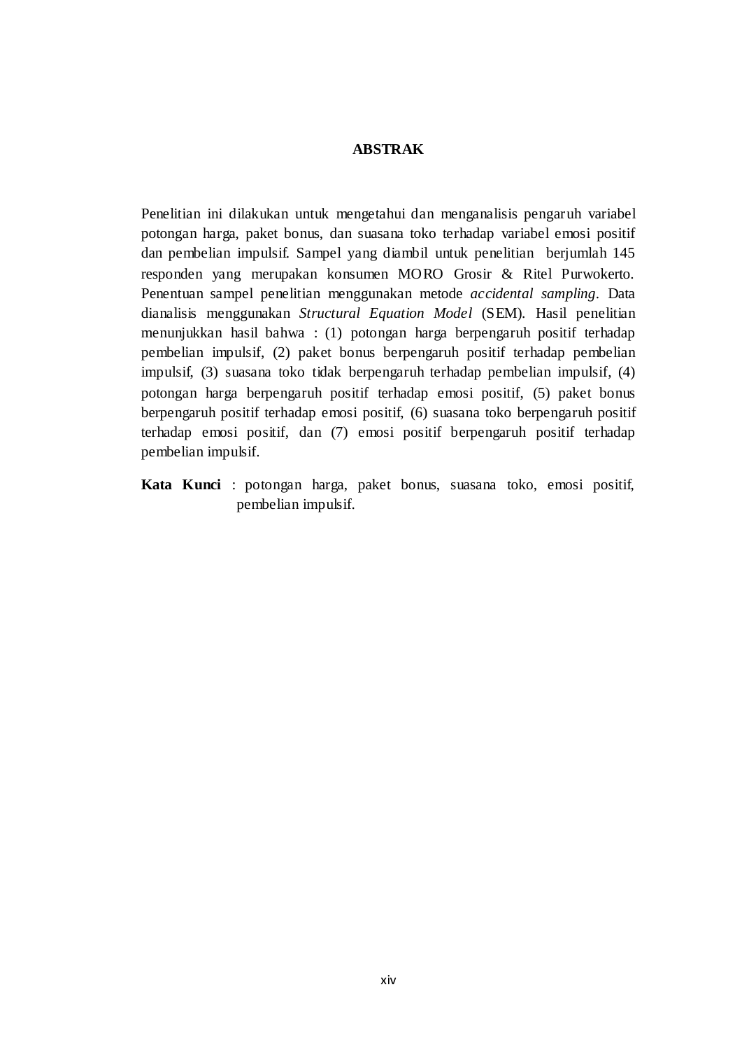# ABSTRAK

Penelitian ini dilakukan untuk mengetahui dan menganalisis pengaruh variabel potongan harga, paket bonus, dan suasana toko terhadap variabel emosi positif dan pembelian impulsif. Sampel yang diambil untuk penelitian berjumlah 145 responden yang merupakan konsumen MORO Grosir & Ritel Purwokerto. Penentuan sampel penelitian menggunakan metode *accidental sampling*. Data dianalisis menggunakan *Structural Equation Model* (SEM). Hasil penelitian menunjukkan hasil bahwa : (1) potongan harga berpengaruh positif terhadap pembelian impulsif, (2) paket bonus berpengaruh positif terhadap pembelian impulsif, (3) suasana toko tidak berpengaruh terhadap pembelian impulsif, (4) potongan harga berpengaruh positif terhadap emosi positif, (5) paket bonus berpengaruh positif terhadap emosi positif, (6) suasana toko berpengaruh positif terhadap emosi positif, dan (7) emosi positif berpengaruh positif terhadap pembelian impulsif.

**Kata Kunci** : potongan harga, paket bonus, suasana toko, emosi positif, pembelian impulsif.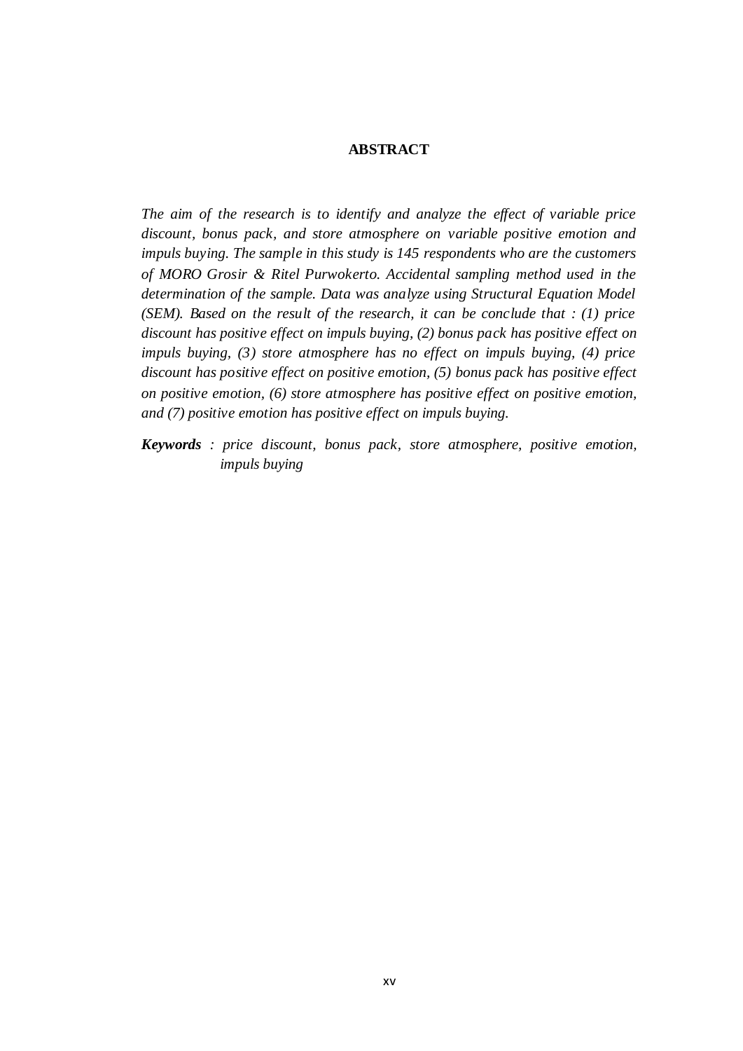# ABSTRACT

*The aim of the research is to identify and analyze the effect of variable price discount, bonus pack, and store atmosphere on variable positive emotion and impuls buying. The sample in this study is 145 respondents who are the customers of MORO Grosir & Ritel Purwokerto. Accidental sampling method used in the determination of the sample. Data was analyze using Structural Equation Model (SEM). Based on the result of the research, it can be conclude that : (1) price discount has positive effect on impuls buying, (2) bonus pack has positive effect on impuls buying, (3) store atmosphere has no effect on impuls buying, (4) price discount has positive effect on positive emotion, (5) bonus pack has positive effect on positive emotion, (6) store atmosphere has positive effect on positive emotion, and (7) positive emotion has positive effect on impuls buying.*

***Keywords*** *: price discount, bonus pack, store atmosphere, positive emotion, impuls buying*